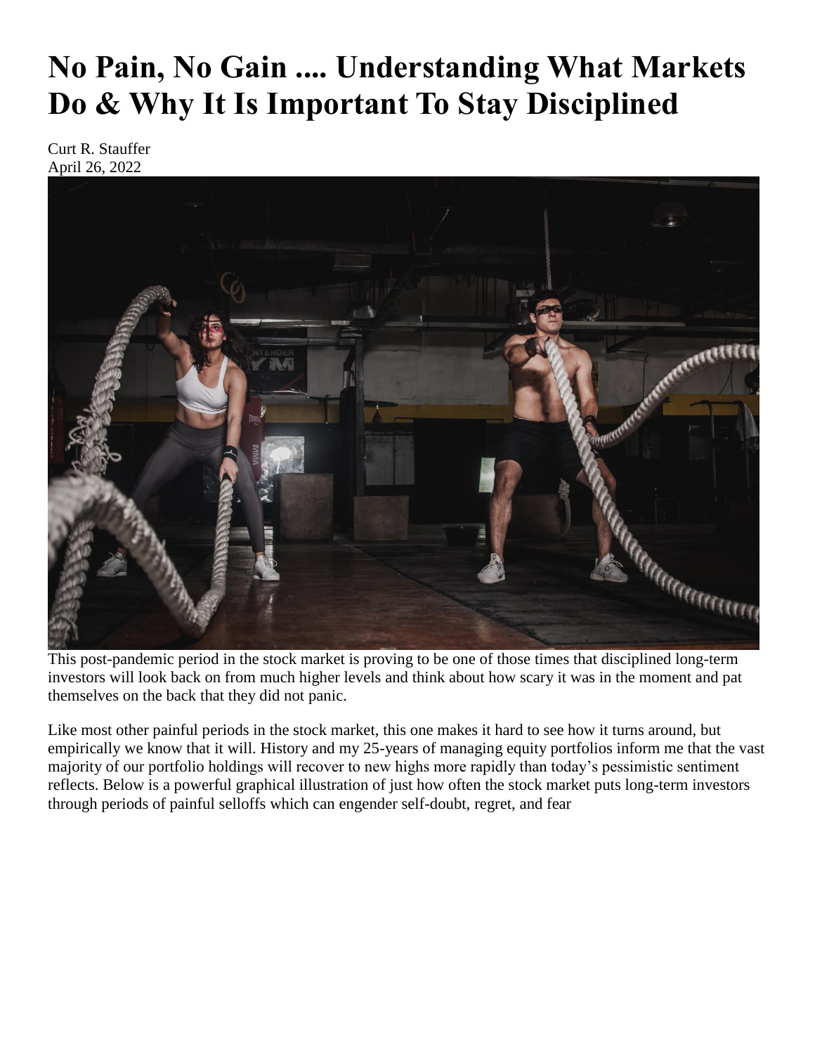# No Pain, No Gain .... Understanding What Markets Do & Why It Is Important To Stay Disciplined

Curt R. Stauffer
April 26, 2022

This post-pandemic period in the stock market is proving to be one of those times that disciplined long-term investors will look back on from much higher levels and think about how scary it was in the moment and pat themselves on the back that they did not panic.

Like most other painful periods in the stock market, this one makes it hard to see how it turns around, but empirically we know that it will. History and my 25-years of managing equity portfolios inform me that the vast majority of our portfolio holdings will recover to new highs more rapidly than today's pessimistic sentiment reflects. Below is a powerful graphical illustration of just how often the stock market puts long-term investors through periods of painful selloffs which can engender self-doubt, regret, and fear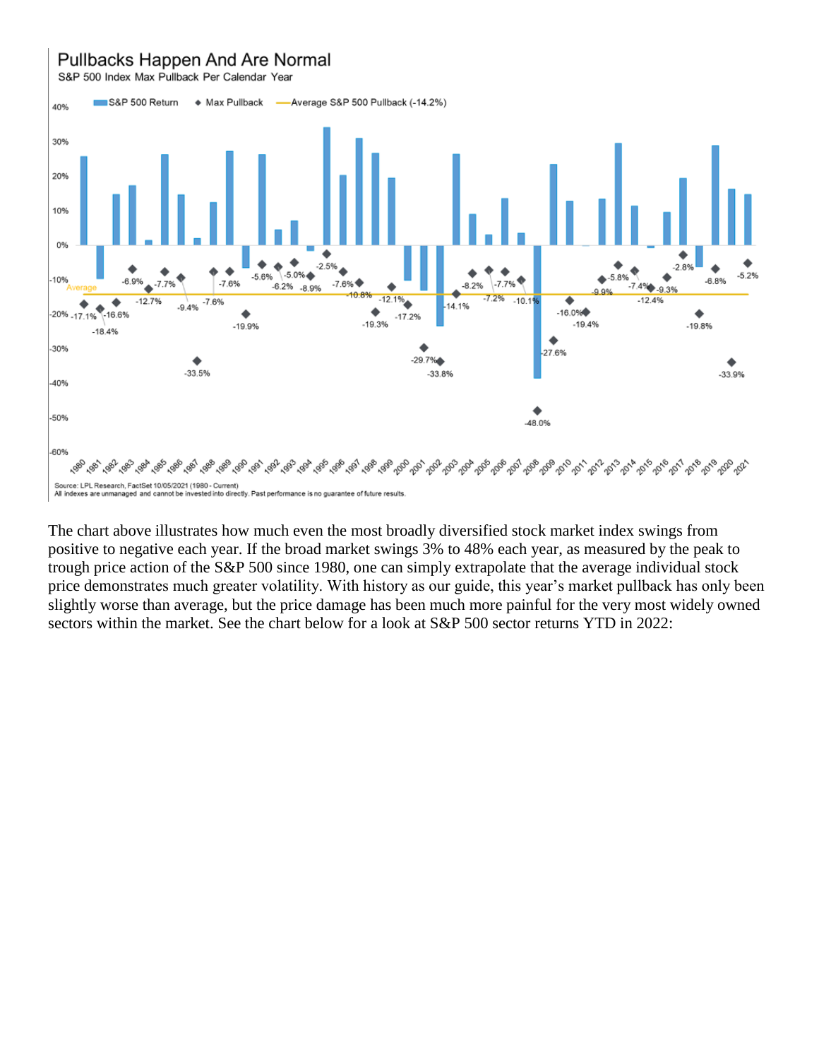The chart above illustrates how much even the most broadly diversified stock market index swings from positive to negative each year. If the broad market swings 3% to 48% each year, as measured by the peak to trough price action of the S&P 500 since 1980, one can simply extrapolate that the average individual stock price demonstrates much greater volatility. With history as our guide, this year's market pullback has only been slightly worse than average, but the price damage has been much more painful for the very most widely owned sectors within the market. See the chart below for a look at S&P 500 sector returns YTD in 2022: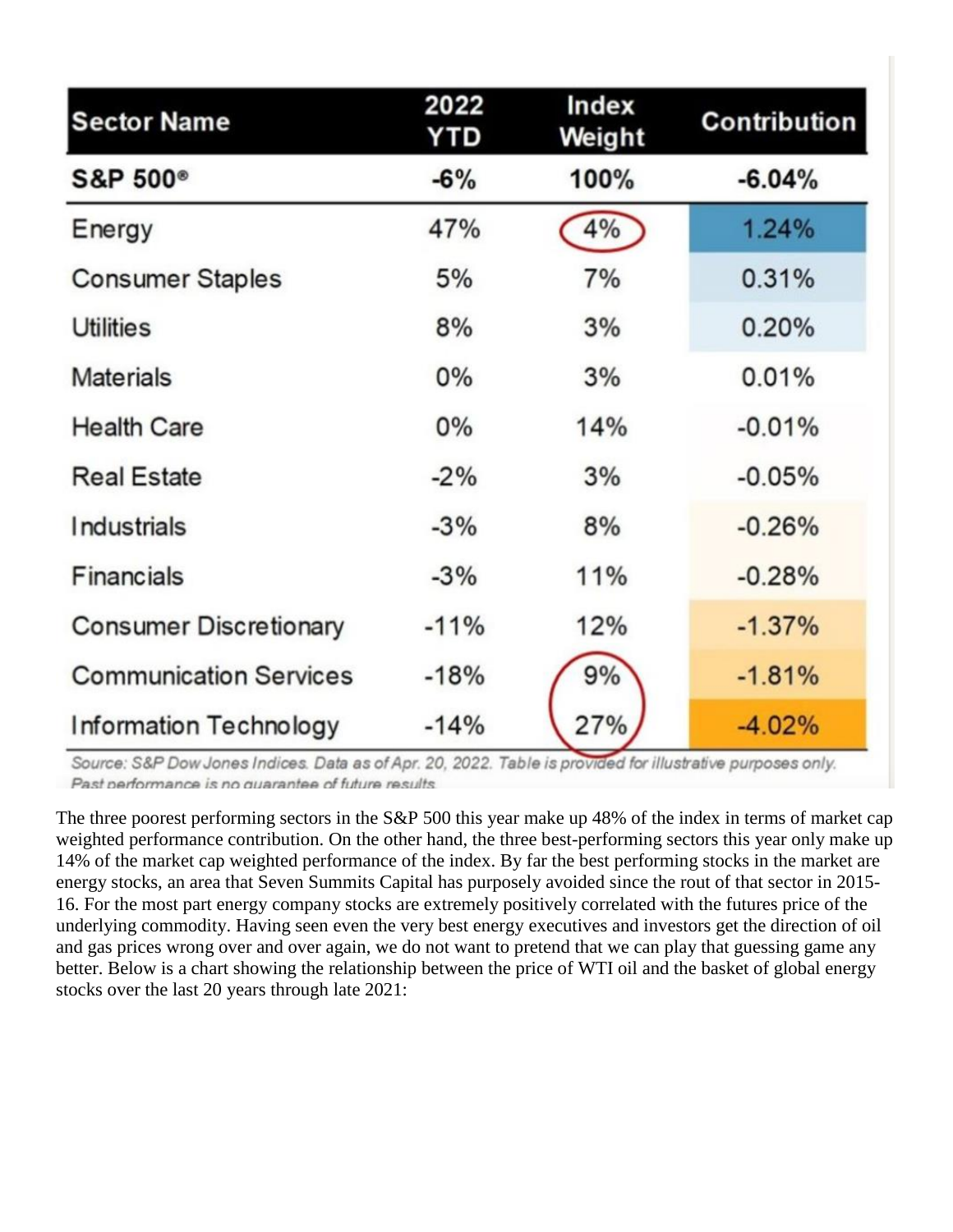| Sector Name | 2022 YTD | Index Weight | Contribution |
| --- | --- | --- | --- |
| **S&P 500®** | **-6%** | **100%** | **-6.04%** |
| Energy | 47% | 4% | 1.24% |
| Consumer Staples | 5% | 7% | 0.31% |
| Utilities | 8% | 3% | 0.20% |
| Materials | 0% | 3% | 0.01% |
| Health Care | 0% | 14% | -0.01% |
| Real Estate | -2% | 3% | -0.05% |
| Industrials | -3% | 8% | -0.26% |
| Financials | -3% | 11% | -0.28% |
| Consumer Discretionary | -11% | 12% | -1.37% |
| Communication Services | -18% | 9% | -1.81% |
| Information Technology | -14% | 27% | -4.02% |

*Source: S&P Dow Jones Indices. Data as of Apr. 20, 2022. Table is provided for illustrative purposes only. Past performance is no guarantee of future results.*

The three poorest performing sectors in the S&P 500 this year make up 48% of the index in terms of market cap weighted performance contribution. On the other hand, the three best-performing sectors this year only make up 14% of the market cap weighted performance of the index. By far the best performing stocks in the market are energy stocks, an area that Seven Summits Capital has purposely avoided since the rout of that sector in 2015-16. For the most part energy company stocks are extremely positively correlated with the futures price of the underlying commodity. Having seen even the very best energy executives and investors get the direction of oil and gas prices wrong over and over again, we do not want to pretend that we can play that guessing game any better. Below is a chart showing the relationship between the price of WTI oil and the basket of global energy stocks over the last 20 years through late 2021: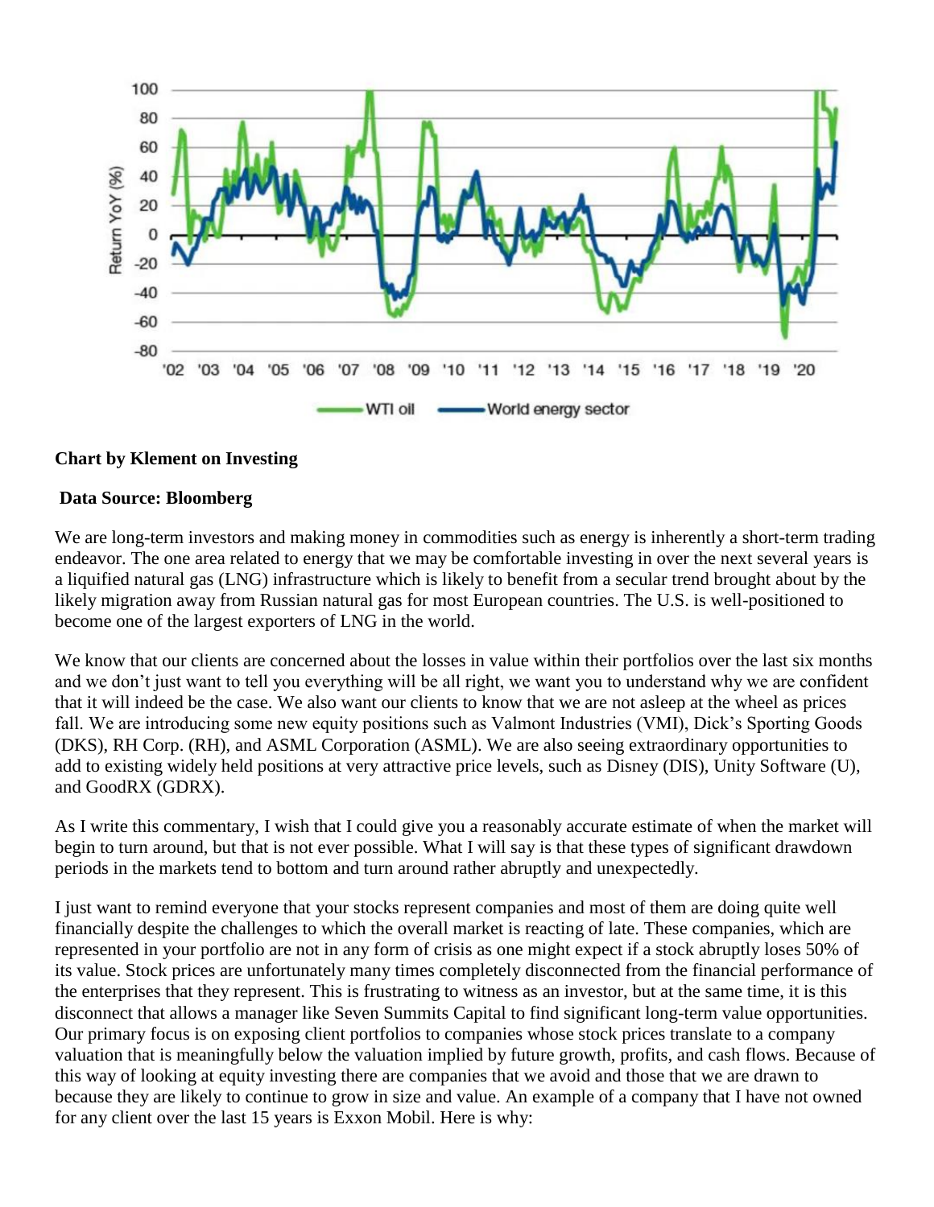**Chart by Klement on Investing**

**Data Source: Bloomberg**

We are long-term investors and making money in commodities such as energy is inherently a short-term trading endeavor. The one area related to energy that we may be comfortable investing in over the next several years is a liquified natural gas (LNG) infrastructure which is likely to benefit from a secular trend brought about by the likely migration away from Russian natural gas for most European countries. The U.S. is well-positioned to become one of the largest exporters of LNG in the world.

We know that our clients are concerned about the losses in value within their portfolios over the last six months and we don't just want to tell you everything will be all right, we want you to understand why we are confident that it will indeed be the case. We also want our clients to know that we are not asleep at the wheel as prices fall. We are introducing some new equity positions such as Valmont Industries (VMI), Dick's Sporting Goods (DKS), RH Corp. (RH), and ASML Corporation (ASML). We are also seeing extraordinary opportunities to add to existing widely held positions at very attractive price levels, such as Disney (DIS), Unity Software (U), and GoodRX (GDRX).

As I write this commentary, I wish that I could give you a reasonably accurate estimate of when the market will begin to turn around, but that is not ever possible. What I will say is that these types of significant drawdown periods in the markets tend to bottom and turn around rather abruptly and unexpectedly.

I just want to remind everyone that your stocks represent companies and most of them are doing quite well financially despite the challenges to which the overall market is reacting of late. These companies, which are represented in your portfolio are not in any form of crisis as one might expect if a stock abruptly loses 50% of its value. Stock prices are unfortunately many times completely disconnected from the financial performance of the enterprises that they represent. This is frustrating to witness as an investor, but at the same time, it is this disconnect that allows a manager like Seven Summits Capital to find significant long-term value opportunities. Our primary focus is on exposing client portfolios to companies whose stock prices translate to a company valuation that is meaningfully below the valuation implied by future growth, profits, and cash flows. Because of this way of looking at equity investing there are companies that we avoid and those that we are drawn to because they are likely to continue to grow in size and value. An example of a company that I have not owned for any client over the last 15 years is Exxon Mobil. Here is why: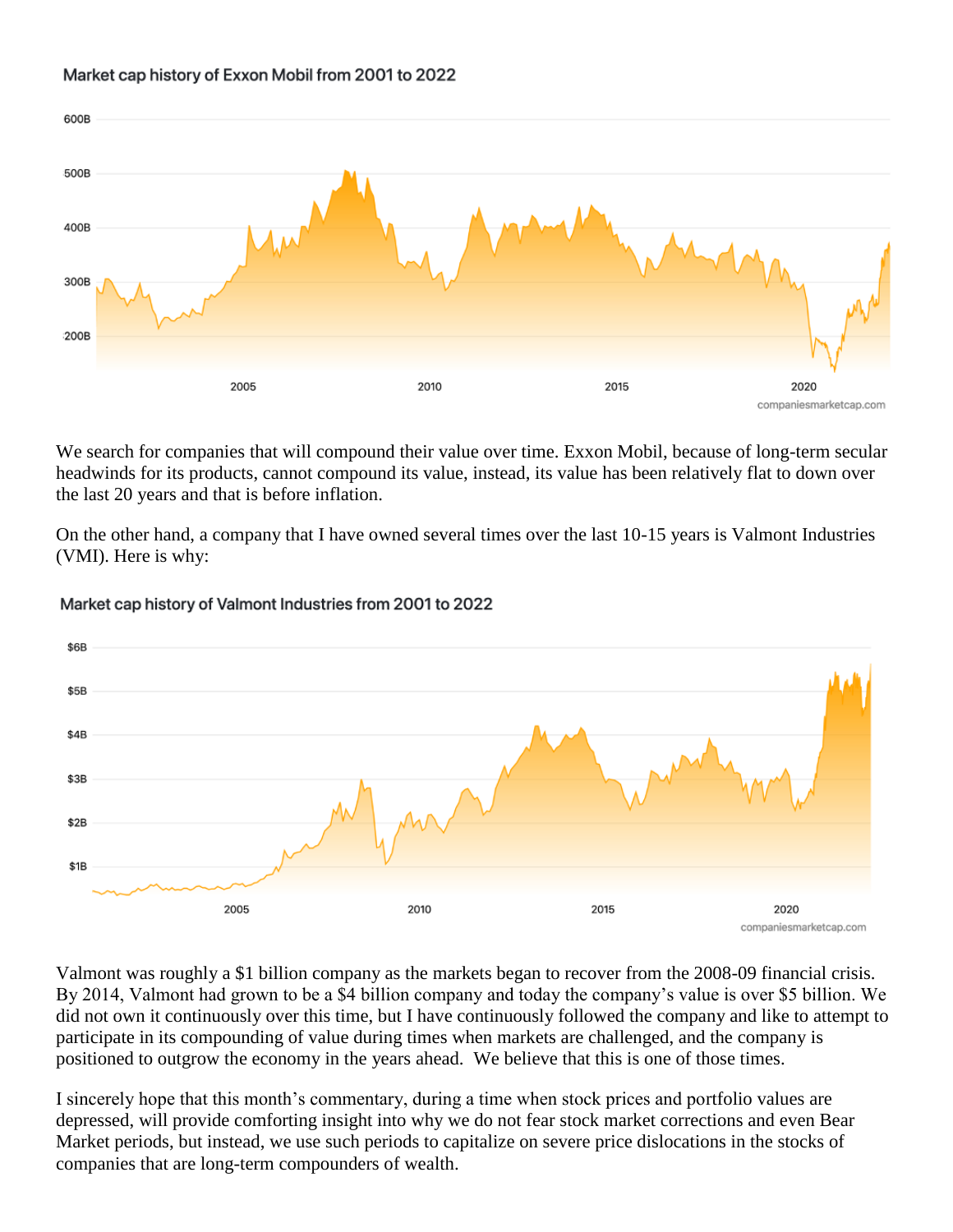Market cap history of Exxon Mobil from 2001 to 2022

We search for companies that will compound their value over time. Exxon Mobil, because of long-term secular headwinds for its products, cannot compound its value, instead, its value has been relatively flat to down over the last 20 years and that is before inflation.

On the other hand, a company that I have owned several times over the last 10-15 years is Valmont Industries (VMI). Here is why:

Market cap history of Valmont Industries from 2001 to 2022

Valmont was roughly a $1 billion company as the markets began to recover from the 2008-09 financial crisis. By 2014, Valmont had grown to be a $4 billion company and today the company's value is over $5 billion. We did not own it continuously over this time, but I have continuously followed the company and like to attempt to participate in its compounding of value during times when markets are challenged, and the company is positioned to outgrow the economy in the years ahead. We believe that this is one of those times.

I sincerely hope that this month's commentary, during a time when stock prices and portfolio values are depressed, will provide comforting insight into why we do not fear stock market corrections and even Bear Market periods, but instead, we use such periods to capitalize on severe price dislocations in the stocks of companies that are long-term compounders of wealth.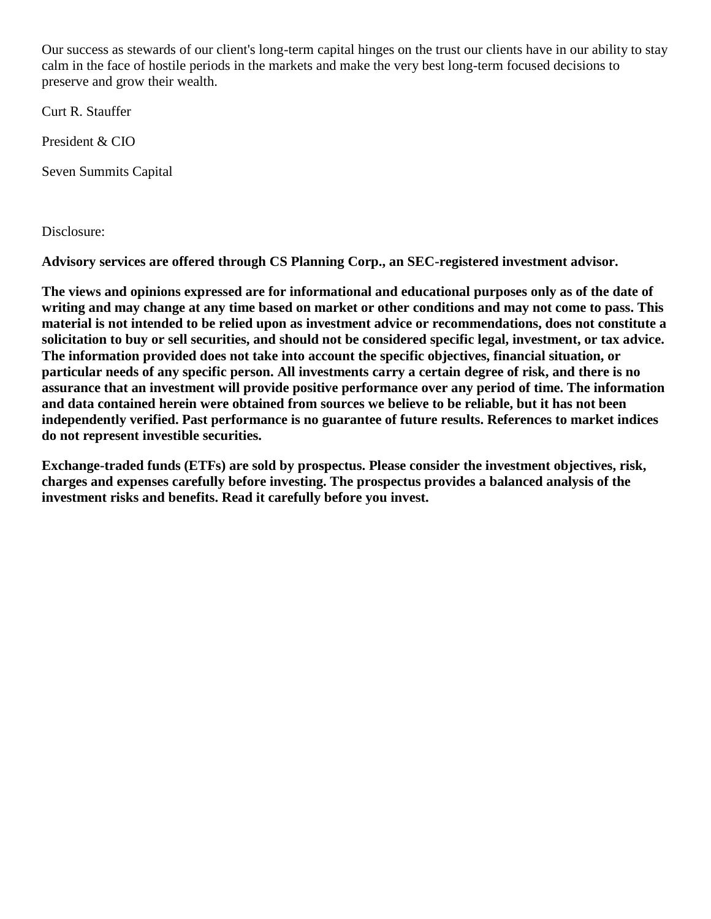Our success as stewards of our client's long-term capital hinges on the trust our clients have in our ability to stay calm in the face of hostile periods in the markets and make the very best long-term focused decisions to preserve and grow their wealth.

Curt R. Stauffer

President & CIO

Seven Summits Capital

Disclosure:

**Advisory services are offered through CS Planning Corp., an SEC-registered investment advisor.**

**The views and opinions expressed are for informational and educational purposes only as of the date of writing and may change at any time based on market or other conditions and may not come to pass. This material is not intended to be relied upon as investment advice or recommendations, does not constitute a solicitation to buy or sell securities, and should not be considered specific legal, investment, or tax advice. The information provided does not take into account the specific objectives, financial situation, or particular needs of any specific person. All investments carry a certain degree of risk, and there is no assurance that an investment will provide positive performance over any period of time. The information and data contained herein were obtained from sources we believe to be reliable, but it has not been independently verified. Past performance is no guarantee of future results. References to market indices do not represent investible securities.**

**Exchange-traded funds (ETFs) are sold by prospectus. Please consider the investment objectives, risk, charges and expenses carefully before investing. The prospectus provides a balanced analysis of the investment risks and benefits. Read it carefully before you invest.**